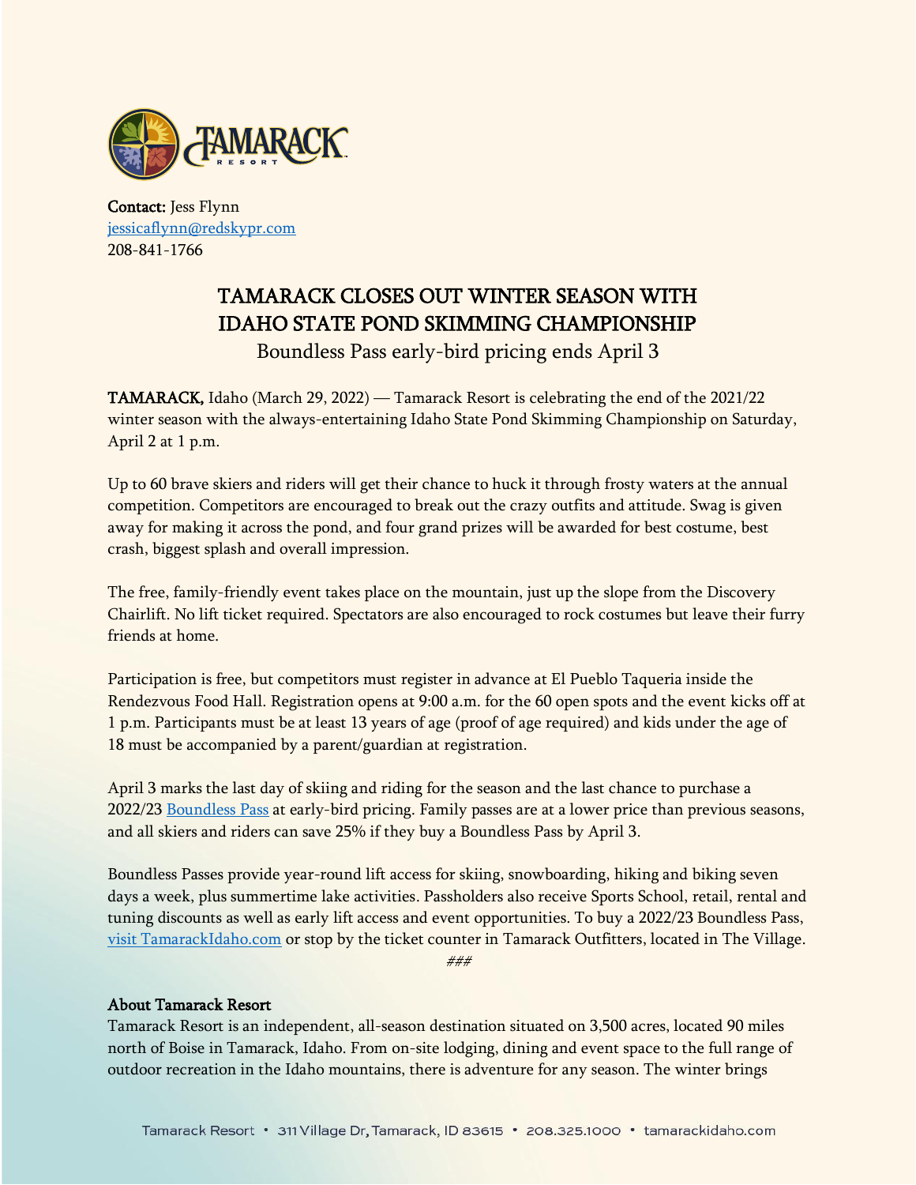**Contact:** Jess Flynn
jessicaflynn@redskypr.com
208-841-1766

# TAMARACK CLOSES OUT WINTER SEASON WITH IDAHO STATE POND SKIMMING CHAMPIONSHIP

Boundless Pass early-bird pricing ends April 3

**TAMARACK,** Idaho (March 29, 2022) — Tamarack Resort is celebrating the end of the 2021/22 winter season with the always-entertaining Idaho State Pond Skimming Championship on Saturday, April 2 at 1 p.m.

Up to 60 brave skiers and riders will get their chance to huck it through frosty waters at the annual competition. Competitors are encouraged to break out the crazy outfits and attitude. Swag is given away for making it across the pond, and four grand prizes will be awarded for best costume, best crash, biggest splash and overall impression.

The free, family-friendly event takes place on the mountain, just up the slope from the Discovery Chairlift. No lift ticket required. Spectators are also encouraged to rock costumes but leave their furry friends at home.

Participation is free, but competitors must register in advance at El Pueblo Taqueria inside the Rendezvous Food Hall. Registration opens at 9:00 a.m. for the 60 open spots and the event kicks off at 1 p.m. Participants must be at least 13 years of age (proof of age required) and kids under the age of 18 must be accompanied by a parent/guardian at registration.

April 3 marks the last day of skiing and riding for the season and the last chance to purchase a 2022/23 Boundless Pass at early-bird pricing. Family passes are at a lower price than previous seasons, and all skiers and riders can save 25% if they buy a Boundless Pass by April 3.

Boundless Passes provide year-round lift access for skiing, snowboarding, hiking and biking seven days a week, plus summertime lake activities. Passholders also receive Sports School, retail, rental and tuning discounts as well as early lift access and event opportunities. To buy a 2022/23 Boundless Pass, visit TamarackIdaho.com or stop by the ticket counter in Tamarack Outfitters, located in The Village.

###

**About Tamarack Resort**

Tamarack Resort is an independent, all-season destination situated on 3,500 acres, located 90 miles north of Boise in Tamarack, Idaho. From on-site lodging, dining and event space to the full range of outdoor recreation in the Idaho mountains, there is adventure for any season. The winter brings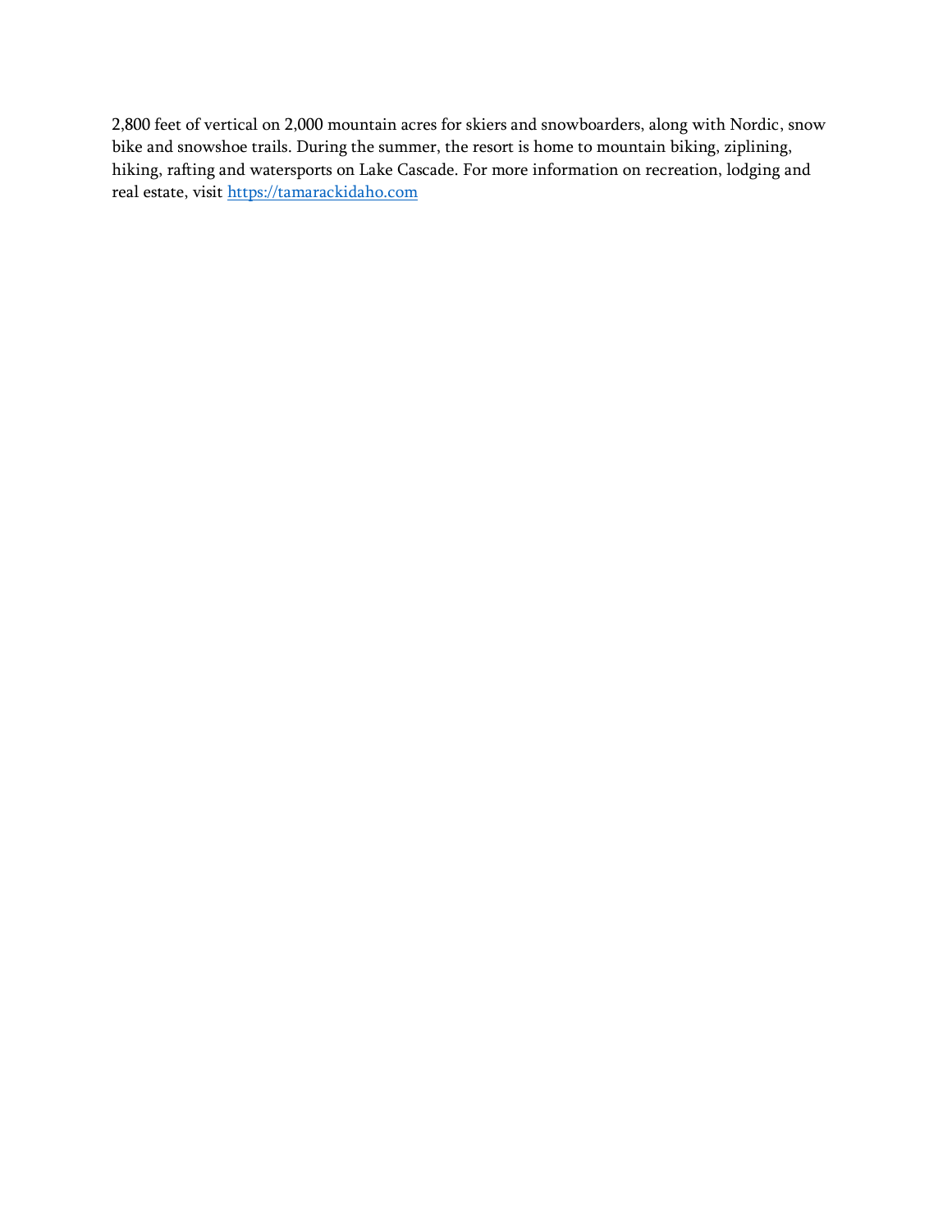2,800 feet of vertical on 2,000 mountain acres for skiers and snowboarders, along with Nordic, snow bike and snowshoe trails. During the summer, the resort is home to mountain biking, ziplining, hiking, rafting and watersports on Lake Cascade. For more information on recreation, lodging and real estate, visit [https://tamarackidaho.com](https://tamarackidaho.com)